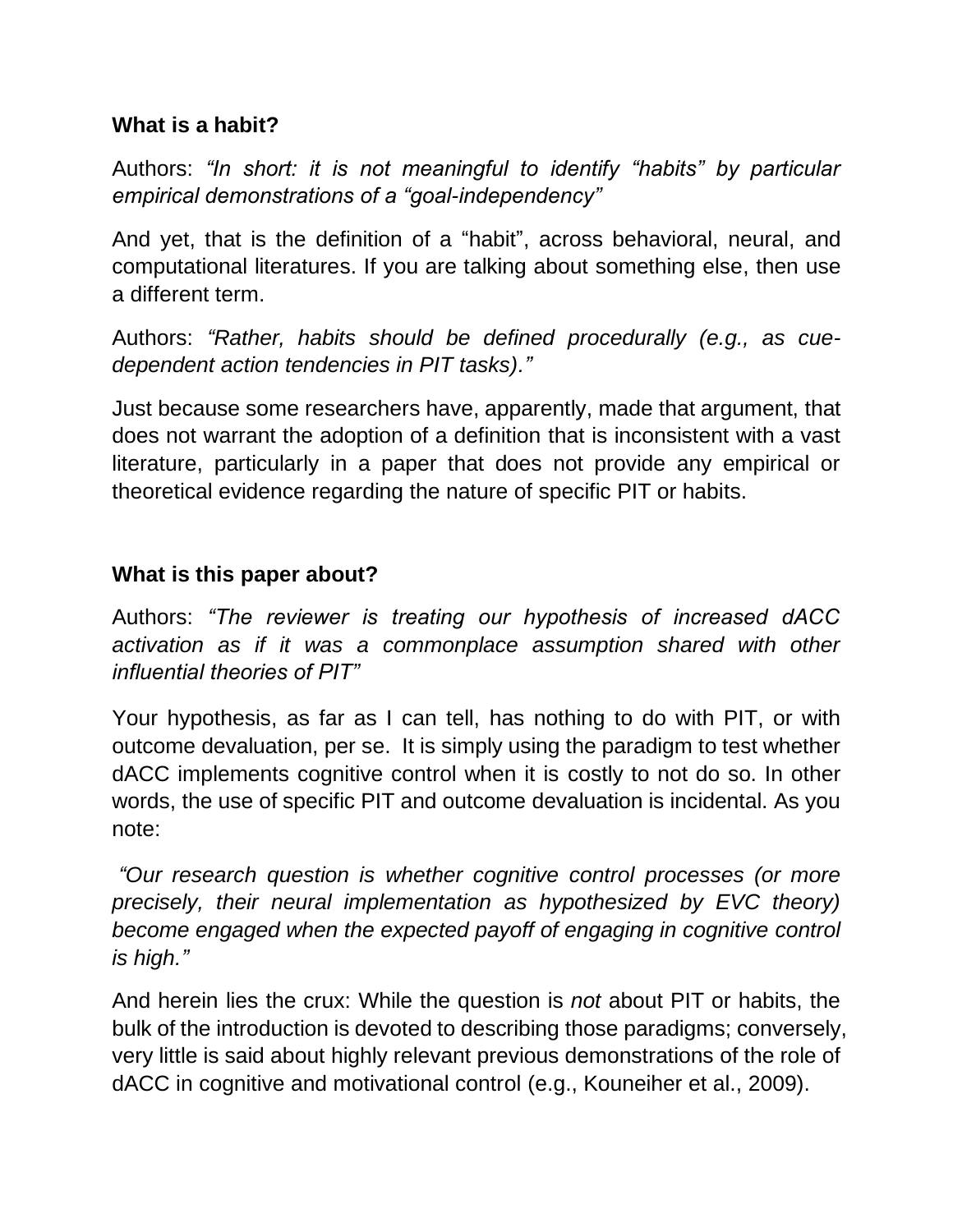**What is a habit?**

Authors: *"In short: it is not meaningful to identify "habits" by particular empirical demonstrations of a "goal-independency"*

And yet, that is the definition of a "habit", across behavioral, neural, and computational literatures. If you are talking about something else, then use a different term.

Authors: *"Rather, habits should be defined procedurally (e.g., as cue-dependent action tendencies in PIT tasks)."*

Just because some researchers have, apparently, made that argument, that does not warrant the adoption of a definition that is inconsistent with a vast literature, particularly in a paper that does not provide any empirical or theoretical evidence regarding the nature of specific PIT or habits.

**What is this paper about?**

Authors: *"The reviewer is treating our hypothesis of increased dACC activation as if it was a commonplace assumption shared with other influential theories of PIT"*

Your hypothesis, as far as I can tell, has nothing to do with PIT, or with outcome devaluation, per se. It is simply using the paradigm to test whether dACC implements cognitive control when it is costly to not do so. In other words, the use of specific PIT and outcome devaluation is incidental. As you note:

*"Our research question is whether cognitive control processes (or more precisely, their neural implementation as hypothesized by EVC theory) become engaged when the expected payoff of engaging in cognitive control is high."*

And herein lies the crux: While the question is *not* about PIT or habits, the bulk of the introduction is devoted to describing those paradigms; conversely, very little is said about highly relevant previous demonstrations of the role of dACC in cognitive and motivational control (e.g., Kouneiher et al., 2009).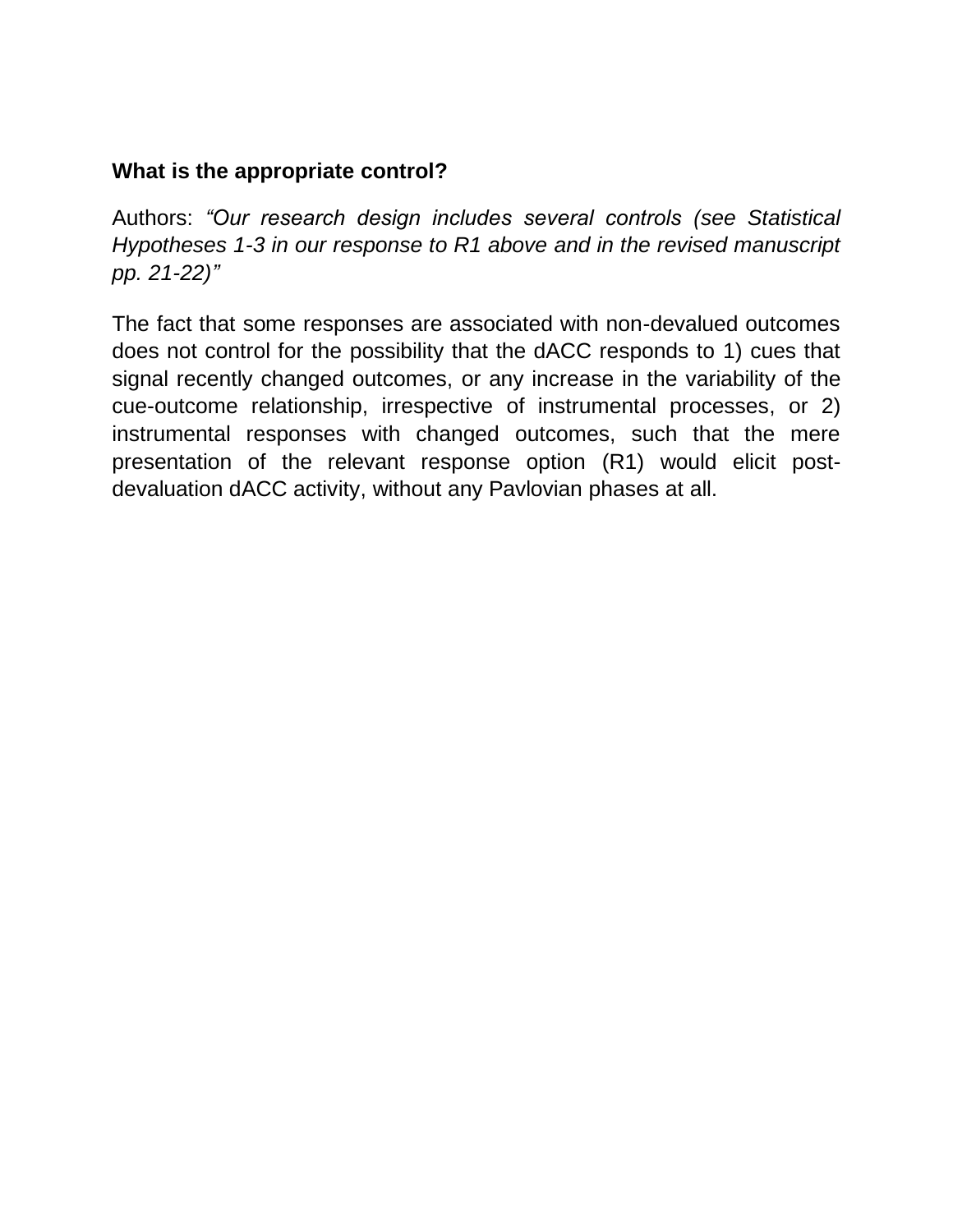**What is the appropriate control?**

Authors: *"Our research design includes several controls (see Statistical Hypotheses 1-3 in our response to R1 above and in the revised manuscript pp. 21-22)"*

The fact that some responses are associated with non-devalued outcomes does not control for the possibility that the dACC responds to 1) cues that signal recently changed outcomes, or any increase in the variability of the cue-outcome relationship, irrespective of instrumental processes, or 2) instrumental responses with changed outcomes, such that the mere presentation of the relevant response option (R1) would elicit post-devaluation dACC activity, without any Pavlovian phases at all.